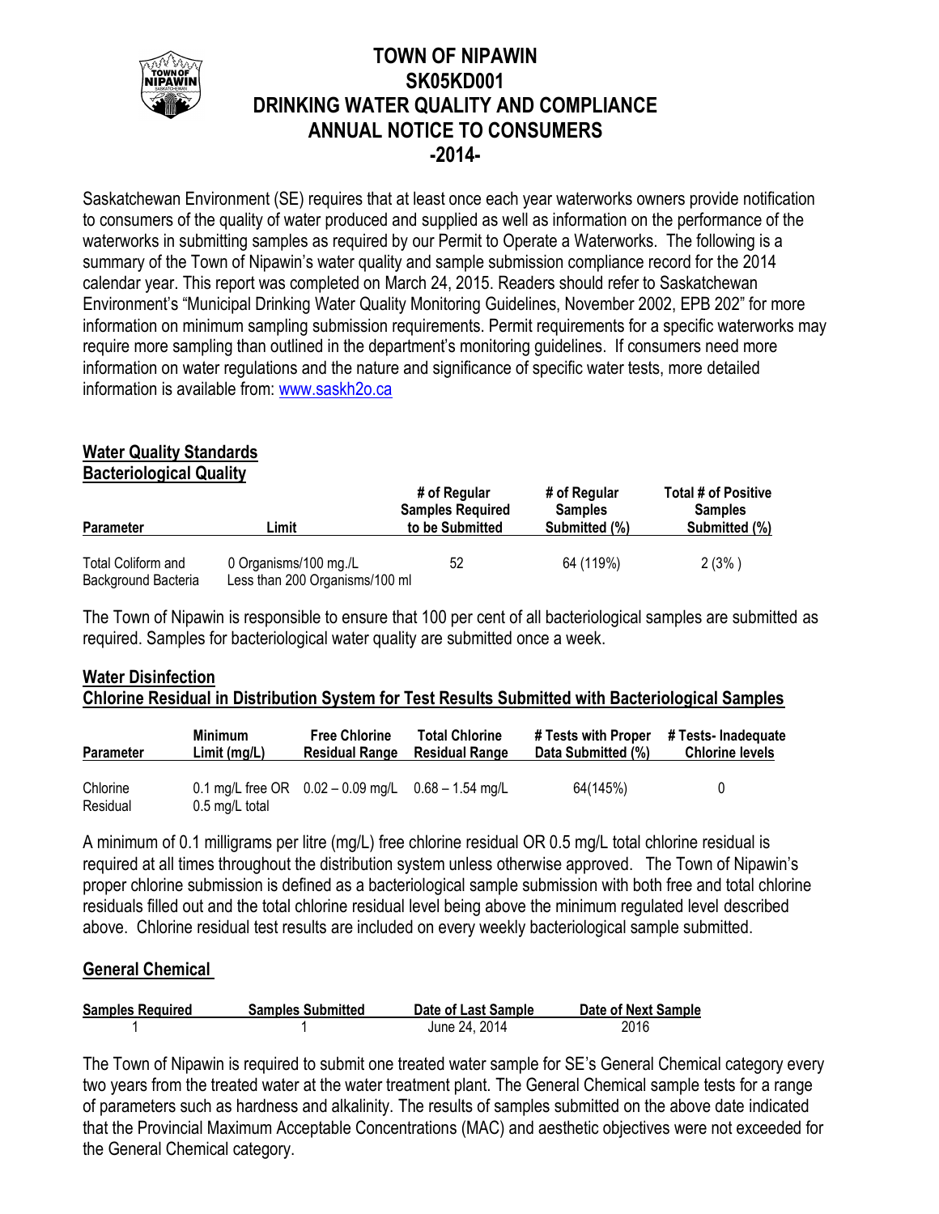# TOWN OF NIPAWIN
# SK05KD001
# DRINKING WATER QUALITY AND COMPLIANCE
# ANNUAL NOTICE TO CONSUMERS
# -2014-

Saskatchewan Environment (SE) requires that at least once each year waterworks owners provide notification to consumers of the quality of water produced and supplied as well as information on the performance of the waterworks in submitting samples as required by our Permit to Operate a Waterworks. The following is a summary of the Town of Nipawin's water quality and sample submission compliance record for the 2014 calendar year. This report was completed on March 24, 2015. Readers should refer to Saskatchewan Environment's "Municipal Drinking Water Quality Monitoring Guidelines, November 2002, EPB 202" for more information on minimum sampling submission requirements. Permit requirements for a specific waterworks may require more sampling than outlined in the department's monitoring guidelines. If consumers need more information on water regulations and the nature and significance of specific water tests, more detailed information is available from: www.saskh2o.ca

## Water Quality Standards
## Bacteriological Quality

| Parameter | Limit | # of Regular Samples Required to be Submitted | # of Regular Samples Submitted (%) | Total # of Positive Samples Submitted (%) |
|---|---|---|---|---|
| Total Coliform and Background Bacteria | 0 Organisms/100 mg./L Less than 200 Organisms/100 ml | 52 | 64 (119%) | 2 (3% ) |

The Town of Nipawin is responsible to ensure that 100 per cent of all bacteriological samples are submitted as required. Samples for bacteriological water quality are submitted once a week.

## Water Disinfection
## Chlorine Residual in Distribution System for Test Results Submitted with Bacteriological Samples

| Parameter | Minimum Limit (mg/L) | Free Chlorine Residual Range | Total Chlorine Residual Range | # Tests with Proper Data Submitted (%) | # Tests- Inadequate Chlorine levels |
|---|---|---|---|---|---|
| Chlorine Residual | 0.1 mg/L free OR 0.5 mg/L total | 0.02 – 0.09 mg/L | 0.68 – 1.54 mg/L | 64(145%) | 0 |

A minimum of 0.1 milligrams per litre (mg/L) free chlorine residual OR 0.5 mg/L total chlorine residual is required at all times throughout the distribution system unless otherwise approved. The Town of Nipawin's proper chlorine submission is defined as a bacteriological sample submission with both free and total chlorine residuals filled out and the total chlorine residual level being above the minimum regulated level described above. Chlorine residual test results are included on every weekly bacteriological sample submitted.

## General Chemical

| Samples Required | Samples Submitted | Date of Last Sample | Date of Next Sample |
|---|---|---|---|
| 1 | 1 | June 24, 2014 | 2016 |

The Town of Nipawin is required to submit one treated water sample for SE's General Chemical category every two years from the treated water at the water treatment plant. The General Chemical sample tests for a range of parameters such as hardness and alkalinity. The results of samples submitted on the above date indicated that the Provincial Maximum Acceptable Concentrations (MAC) and aesthetic objectives were not exceeded for the General Chemical category.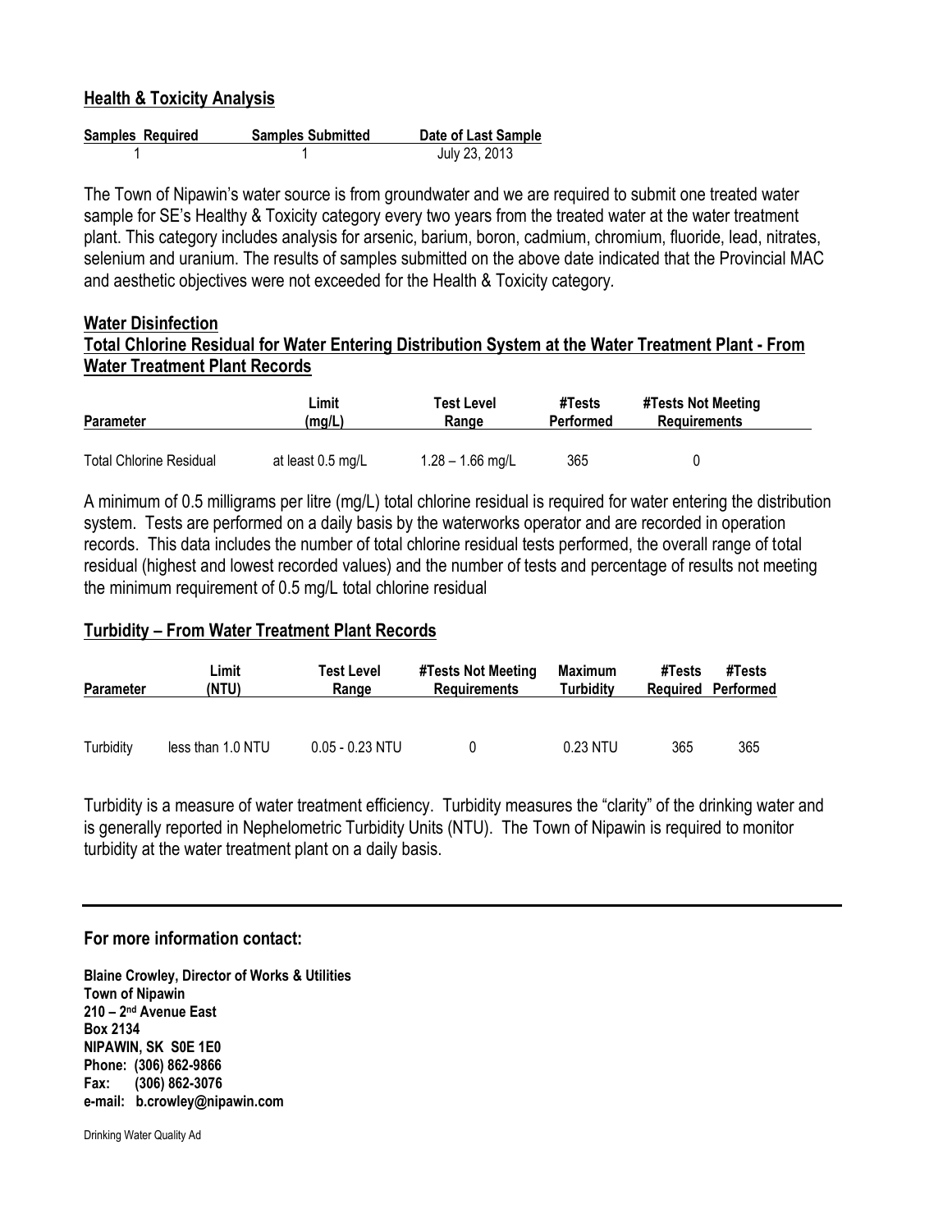## Health & Toxicity Analysis

| Samples Required | Samples Submitted | Date of Last Sample |
|---|---|---|
| 1 | 1 | July 23, 2013 |

The Town of Nipawin's water source is from groundwater and we are required to submit one treated water sample for SE's Healthy & Toxicity category every two years from the treated water at the water treatment plant. This category includes analysis for arsenic, barium, boron, cadmium, chromium, fluoride, lead, nitrates, selenium and uranium. The results of samples submitted on the above date indicated that the Provincial MAC and aesthetic objectives were not exceeded for the Health & Toxicity category.

## Water Disinfection

### Total Chlorine Residual for Water Entering Distribution System at the Water Treatment Plant - From Water Treatment Plant Records

| Parameter | Limit (mg/L) | Test Level Range | #Tests Performed | #Tests Not Meeting Requirements |
|---|---|---|---|---|
| Total Chlorine Residual | at least 0.5 mg/L | 1.28 – 1.66 mg/L | 365 | 0 |

A minimum of 0.5 milligrams per litre (mg/L) total chlorine residual is required for water entering the distribution system. Tests are performed on a daily basis by the waterworks operator and are recorded in operation records. This data includes the number of total chlorine residual tests performed, the overall range of total residual (highest and lowest recorded values) and the number of tests and percentage of results not meeting the minimum requirement of 0.5 mg/L total chlorine residual

## Turbidity – From Water Treatment Plant Records

| Parameter | Limit (NTU) | Test Level Range | #Tests Not Meeting Requirements | Maximum Turbidity | #Tests Required | #Tests Performed |
|---|---|---|---|---|---|---|
| Turbidity | less than 1.0 NTU | 0.05 - 0.23 NTU | 0 | 0.23 NTU | 365 | 365 |

Turbidity is a measure of water treatment efficiency. Turbidity measures the "clarity" of the drinking water and is generally reported in Nephelometric Turbidity Units (NTU). The Town of Nipawin is required to monitor turbidity at the water treatment plant on a daily basis.

---

### For more information contact:

**Blaine Crowley, Director of Works & Utilities**
**Town of Nipawin**
**210 – 2nd Avenue East**
**Box 2134**
**NIPAWIN, SK S0E 1E0**
**Phone: (306) 862-9866**
**Fax: (306) 862-3076**
**e-mail: b.crowley@nipawin.com**

Drinking Water Quality Ad